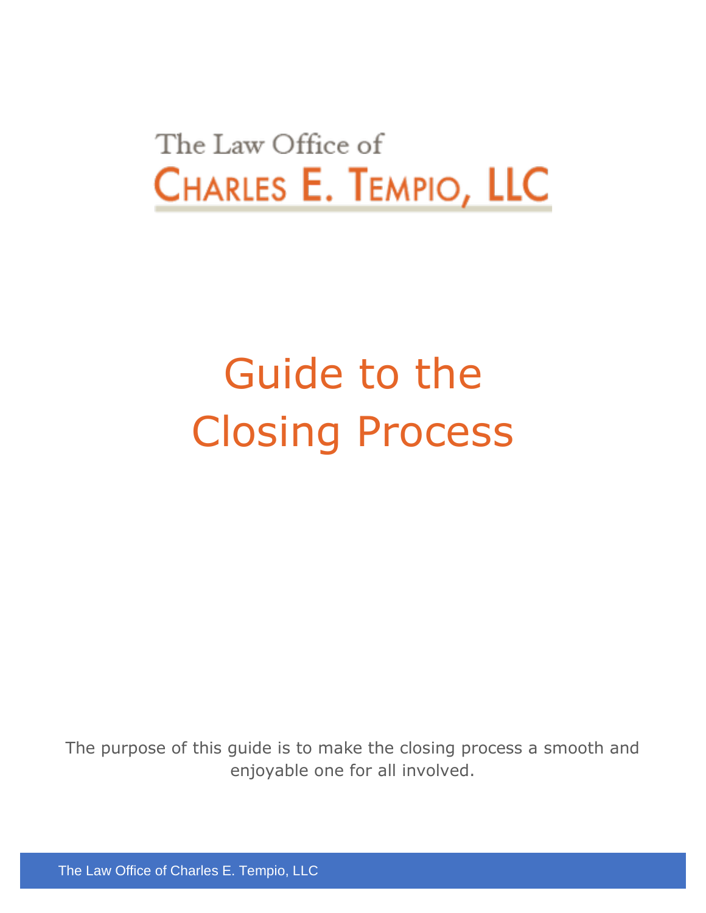The Law Office of

CHARLES E. TEMPIO, LLC

# Guide to the Closing Process

The purpose of this guide is to make the closing process a smooth and enjoyable one for all involved.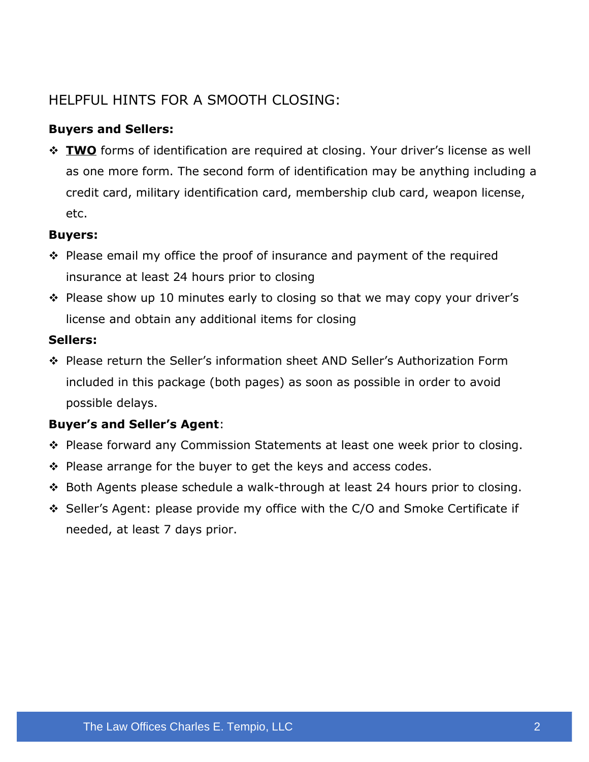## HELPFUL HINTS FOR A SMOOTH CLOSING:

**Buyers and Sellers:**

- **<u>TWO</u>** forms of identification are required at closing. Your driver's license as well as one more form. The second form of identification may be anything including a credit card, military identification card, membership club card, weapon license, etc.

**Buyers:**

- Please email my office the proof of insurance and payment of the required insurance at least 24 hours prior to closing
- Please show up 10 minutes early to closing so that we may copy your driver's license and obtain any additional items for closing

**Sellers:**

- Please return the Seller's information sheet AND Seller's Authorization Form included in this package (both pages) as soon as possible in order to avoid possible delays.

**Buyer's and Seller's Agent**:

- Please forward any Commission Statements at least one week prior to closing.
- Please arrange for the buyer to get the keys and access codes.
- Both Agents please schedule a walk-through at least 24 hours prior to closing.
- Seller's Agent: please provide my office with the C/O and Smoke Certificate if needed, at least 7 days prior.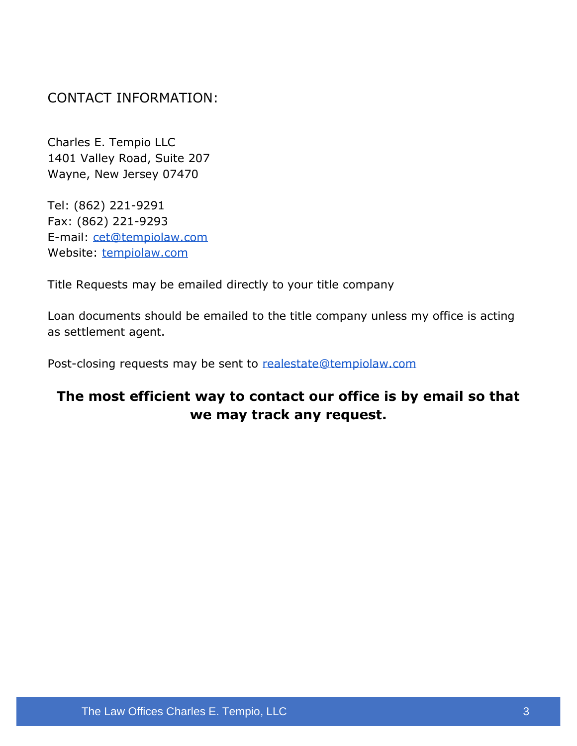## CONTACT INFORMATION:

Charles E. Tempio LLC
1401 Valley Road, Suite 207
Wayne, New Jersey 07470

Tel: (862) 221-9291
Fax: (862) 221-9293
E-mail: cet@tempiolaw.com
Website: tempiolaw.com

Title Requests may be emailed directly to your title company

Loan documents should be emailed to the title company unless my office is acting as settlement agent.

Post-closing requests may be sent to realestate@tempiolaw.com

**The most efficient way to contact our office is by email so that we may track any request.**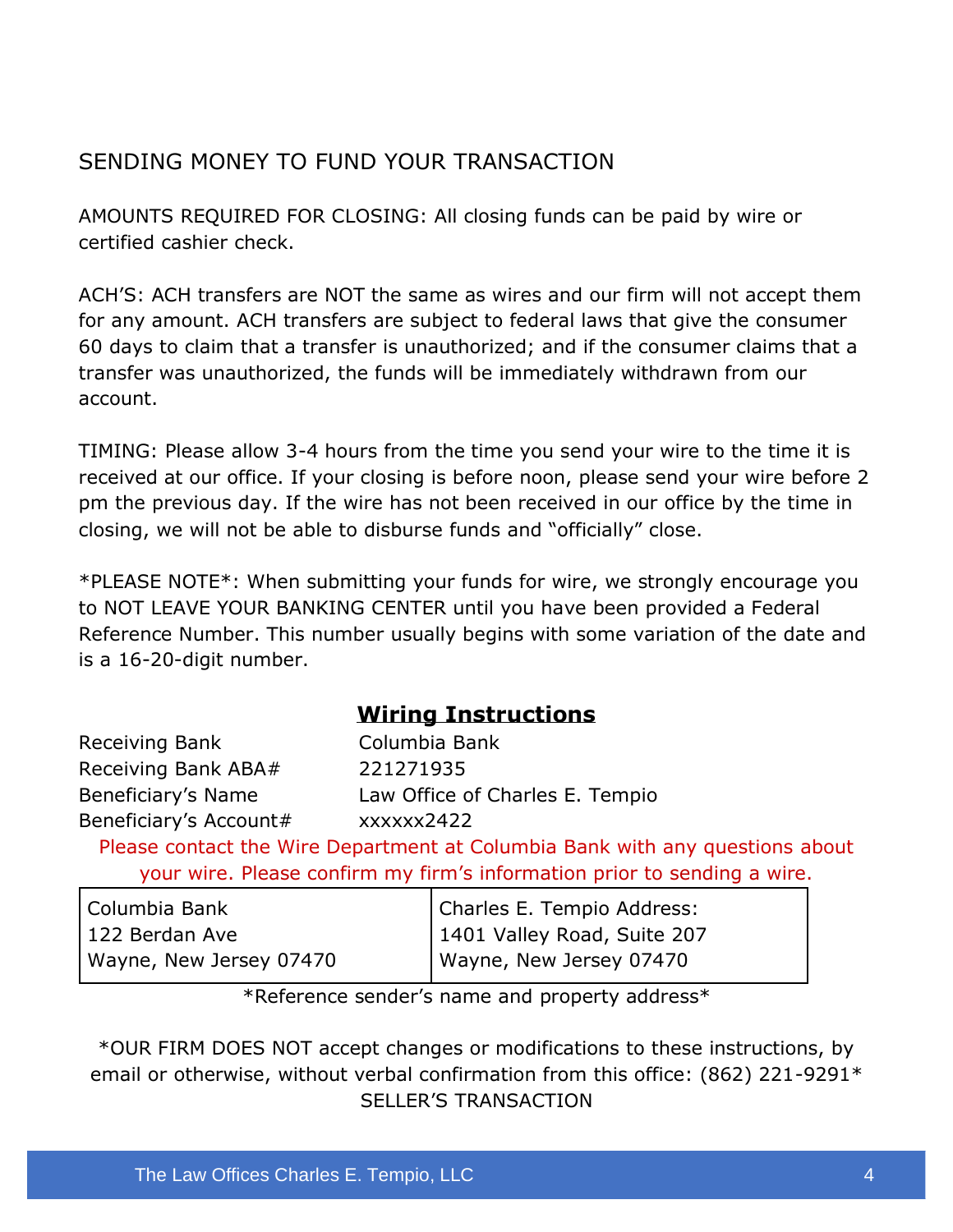## SENDING MONEY TO FUND YOUR TRANSACTION

AMOUNTS REQUIRED FOR CLOSING: All closing funds can be paid by wire or certified cashier check.

ACH'S: ACH transfers are NOT the same as wires and our firm will not accept them for any amount. ACH transfers are subject to federal laws that give the consumer 60 days to claim that a transfer is unauthorized; and if the consumer claims that a transfer was unauthorized, the funds will be immediately withdrawn from our account.

TIMING: Please allow 3-4 hours from the time you send your wire to the time it is received at our office. If your closing is before noon, please send your wire before 2 pm the previous day. If the wire has not been received in our office by the time in closing, we will not be able to disburse funds and "officially" close.

*PLEASE NOTE*: When submitting your funds for wire, we strongly encourage you to NOT LEAVE YOUR BANKING CENTER until you have been provided a Federal Reference Number. This number usually begins with some variation of the date and is a 16-20-digit number.

### Wiring Instructions

| | |
|---|---|
| Receiving Bank | Columbia Bank |
| Receiving Bank ABA# | 221271935 |
| Beneficiary's Name | Law Office of Charles E. Tempio |
| Beneficiary's Account# | xxxxxx2422 |

Please contact the Wire Department at Columbia Bank with any questions about your wire. Please confirm my firm's information prior to sending a wire.

| Columbia Bank | Charles E. Tempio Address: |
|---|---|
| 122 Berdan Ave | 1401 Valley Road, Suite 207 |
| Wayne, New Jersey 07470 | Wayne, New Jersey 07470 |

*Reference sender's name and property address*

*OUR FIRM DOES NOT accept changes or modifications to these instructions, by email or otherwise, without verbal confirmation from this office: (862) 221-9291*

SELLER'S TRANSACTION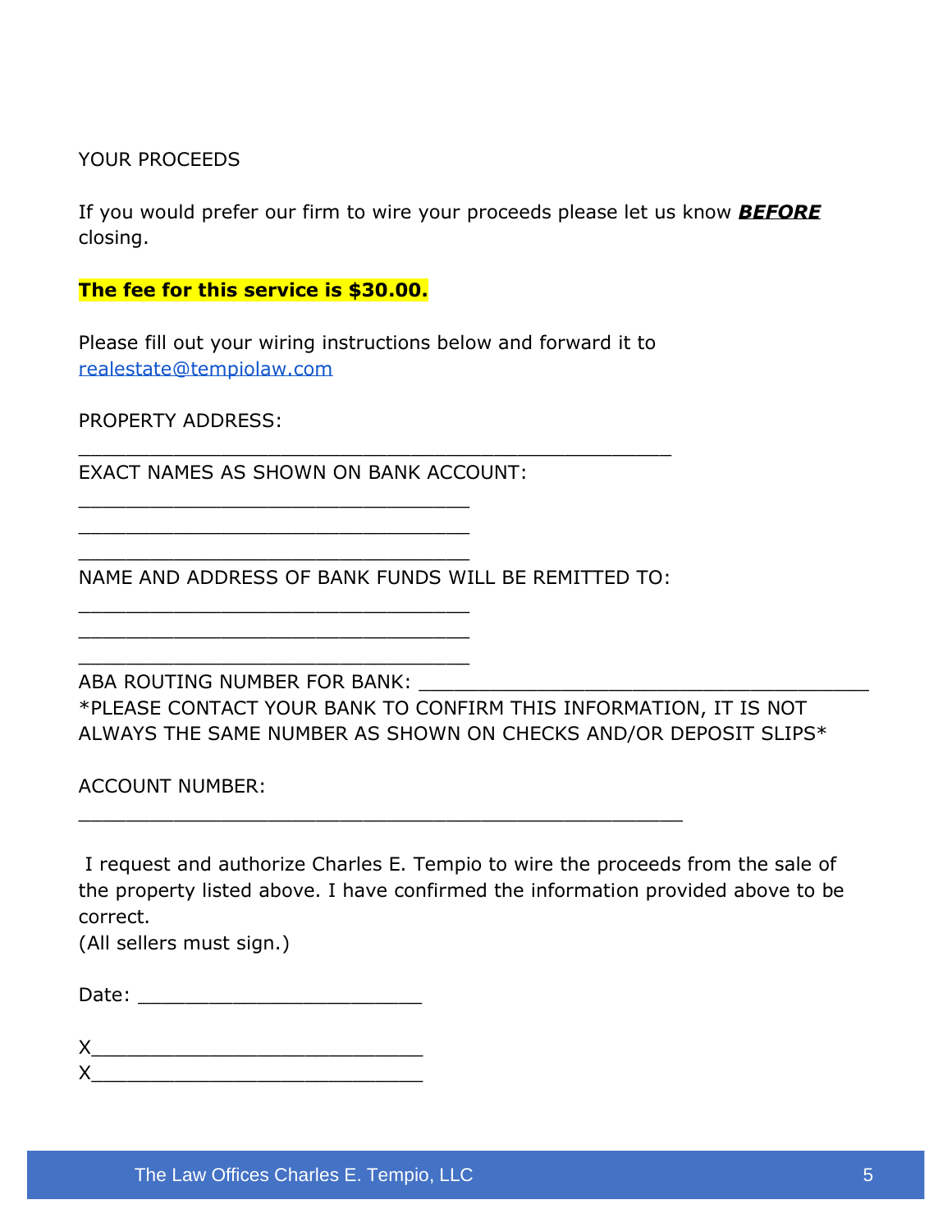YOUR PROCEEDS

If you would prefer our firm to wire your proceeds please let us know ***BEFORE*** closing.

**The fee for this service is $30.00.**

Please fill out your wiring instructions below and forward it to realestate@tempiolaw.com

PROPERTY ADDRESS:

__________________________________________________

EXACT NAMES AS SHOWN ON BANK ACCOUNT:

_________________________________

_________________________________

_________________________________

NAME AND ADDRESS OF BANK FUNDS WILL BE REMITTED TO:

_________________________________

_________________________________

_________________________________

ABA ROUTING NUMBER FOR BANK: ______________________________________

*PLEASE CONTACT YOUR BANK TO CONFIRM THIS INFORMATION, IT IS NOT ALWAYS THE SAME NUMBER AS SHOWN ON CHECKS AND/OR DEPOSIT SLIPS*

ACCOUNT NUMBER:

___________________________________________________

I request and authorize Charles E. Tempio to wire the proceeds from the sale of the property listed above. I have confirmed the information provided above to be correct.

(All sellers must sign.)

Date: ________________________

X____________________________

X____________________________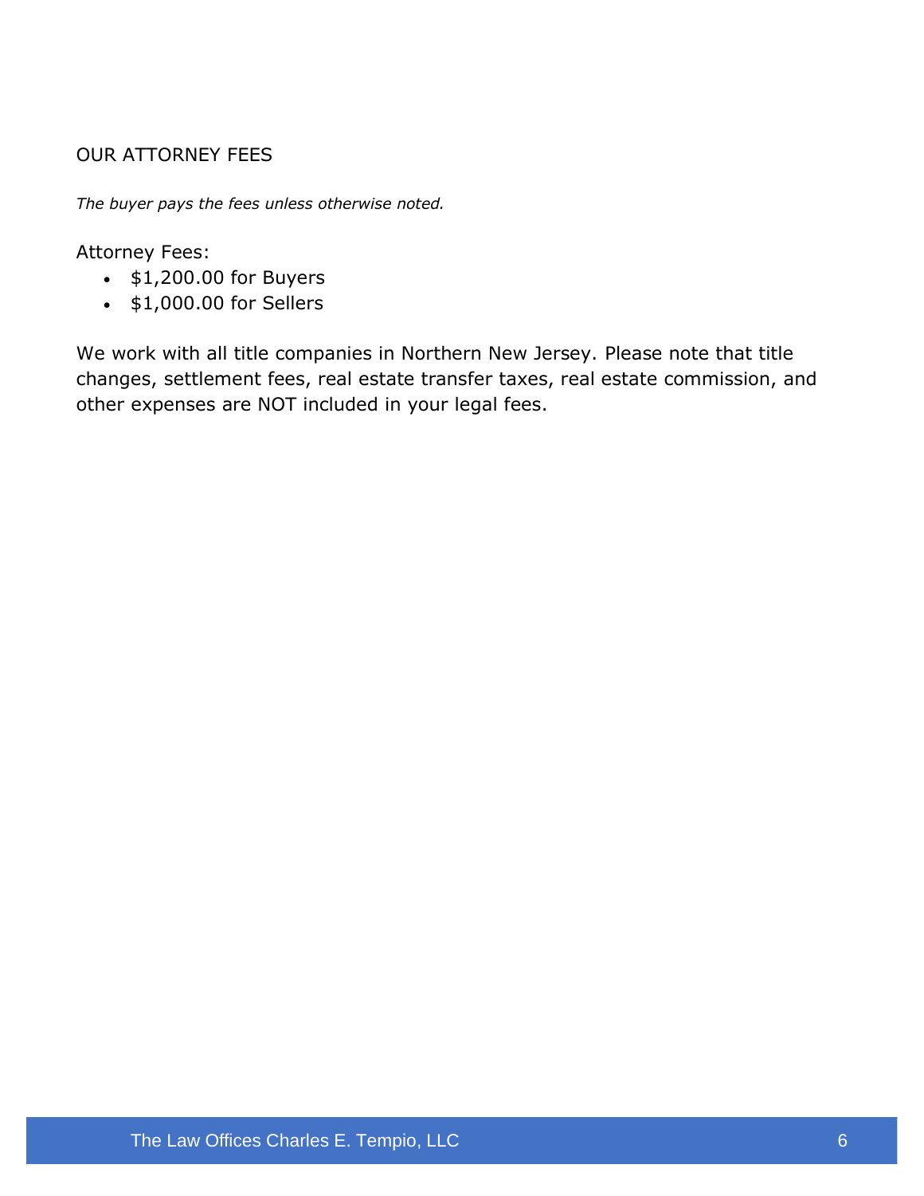## OUR ATTORNEY FEES

*The buyer pays the fees unless otherwise noted.*

Attorney Fees:

- $1,200.00 for Buyers
- $1,000.00 for Sellers

We work with all title companies in Northern New Jersey. Please note that title changes, settlement fees, real estate transfer taxes, real estate commission, and other expenses are NOT included in your legal fees.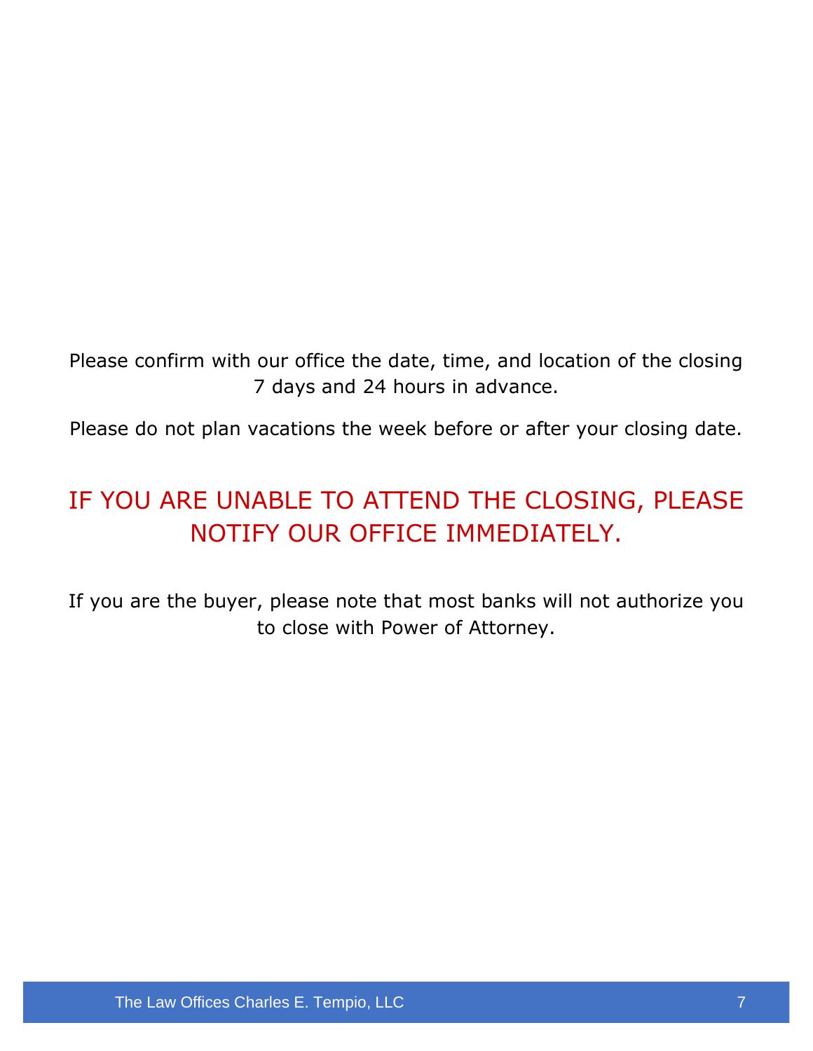Please confirm with our office the date, time, and location of the closing 7 days and 24 hours in advance.

Please do not plan vacations the week before or after your closing date.

IF YOU ARE UNABLE TO ATTEND THE CLOSING, PLEASE NOTIFY OUR OFFICE IMMEDIATELY.

If you are the buyer, please note that most banks will not authorize you to close with Power of Attorney.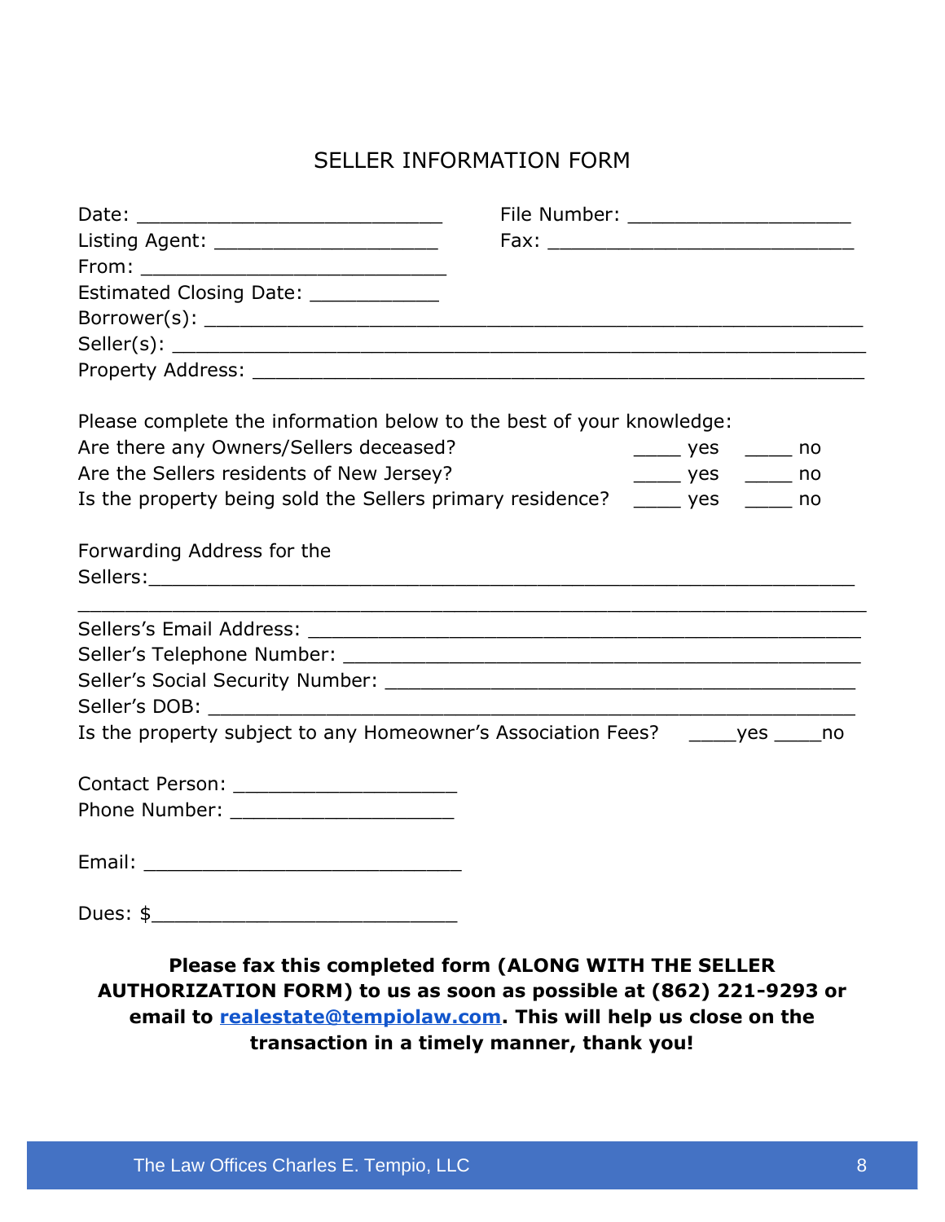# SELLER INFORMATION FORM

Date: ___________________________ File Number: ____________________

Listing Agent: ____________________ Fax: ___________________________

From: ___________________________

Estimated Closing Date: ___________

Borrower(s): __________________________________________________________

Seller(s): ____________________________________________________________

Property Address: _____________________________________________________

Please complete the information below to the best of your knowledge:

Are there any Owners/Sellers deceased? ____ yes ____ no

Are the Sellers residents of New Jersey? ____ yes ____ no

Is the property being sold the Sellers primary residence? ____ yes ____ no

Forwarding Address for the Sellers:______________________________________________________________

_____________________________________________________________________

Sellers's Email Address: ________________________________________________

Seller's Telephone Number: ______________________________________________

Seller's Social Security Number: _________________________________________

Seller's DOB: __________________________________________________________

Is the property subject to any Homeowner's Association Fees? ____yes ____no

Contact Person: ____________________

Phone Number: ____________________

Email: ____________________________

Dues: $___________________________

**Please fax this completed form (ALONG WITH THE SELLER AUTHORIZATION FORM) to us as soon as possible at (862) 221-9293 or email to realestate@tempiolaw.com. This will help us close on the transaction in a timely manner, thank you!**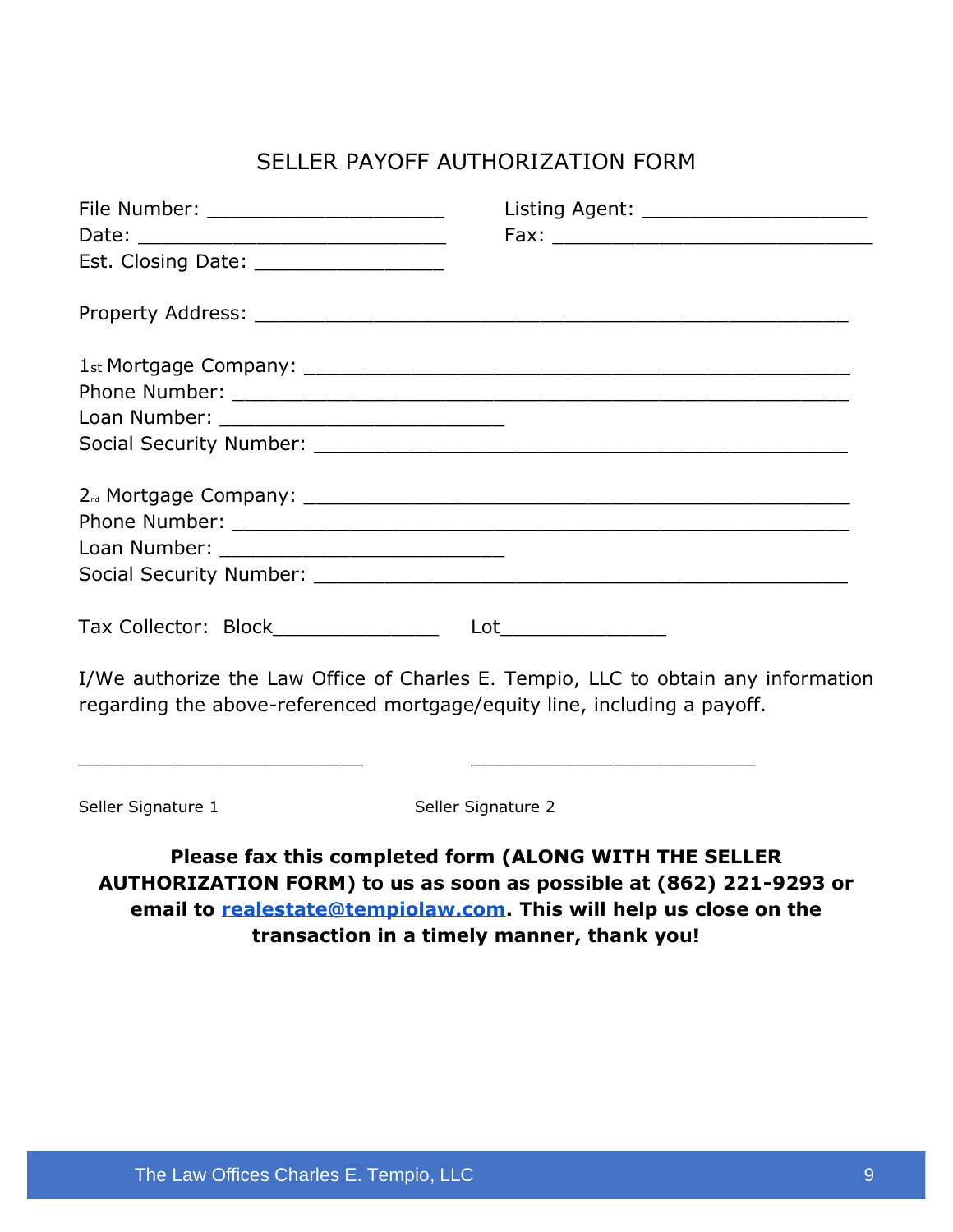# SELLER PAYOFF AUTHORIZATION FORM

File Number: ____________________ Listing Agent: ____________________

Date: __________________________ Fax: ____________________________

Est. Closing Date: ________________

Property Address: ____________________________________________________

1st Mortgage Company: ________________________________________________

Phone Number: ______________________________________________________

Loan Number: ________________________

Social Security Number: _______________________________________________

2nd Mortgage Company: ________________________________________________

Phone Number: ______________________________________________________

Loan Number: ________________________

Social Security Number: _______________________________________________

Tax Collector: Block______________ Lot______________

I/We authorize the Law Office of Charles E. Tempio, LLC to obtain any information regarding the above-referenced mortgage/equity line, including a payoff.

________________________ ________________________

Seller Signature 1 Seller Signature 2

**Please fax this completed form (ALONG WITH THE SELLER AUTHORIZATION FORM) to us as soon as possible at (862) 221-9293 or email to realestate@tempiolaw.com. This will help us close on the transaction in a timely manner, thank you!**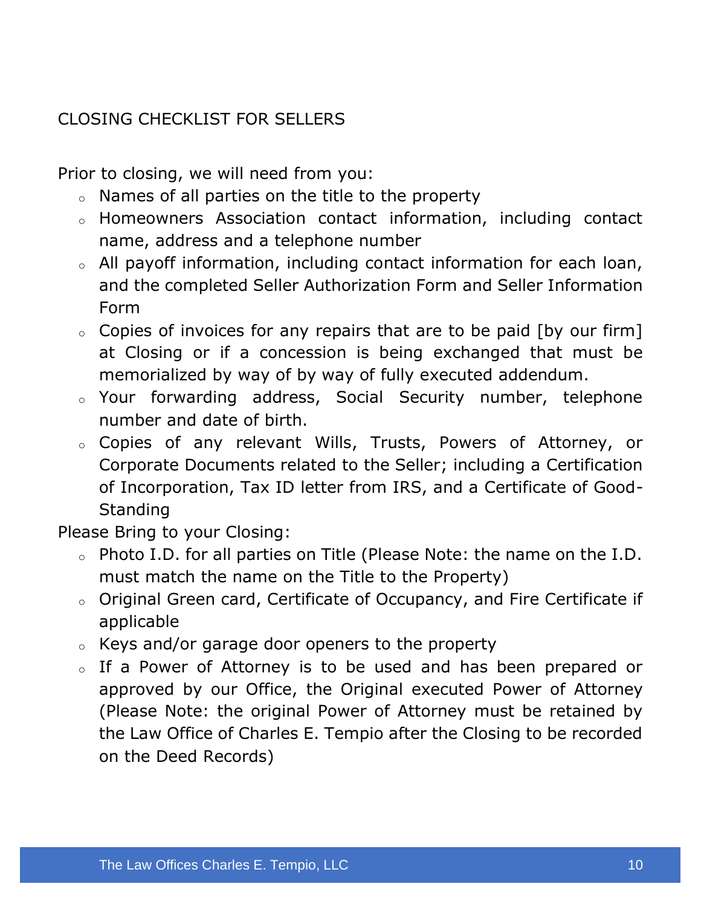## CLOSING CHECKLIST FOR SELLERS

Prior to closing, we will need from you:

- Names of all parties on the title to the property
- Homeowners Association contact information, including contact name, address and a telephone number
- All payoff information, including contact information for each loan, and the completed Seller Authorization Form and Seller Information Form
- Copies of invoices for any repairs that are to be paid [by our firm] at Closing or if a concession is being exchanged that must be memorialized by way of by way of fully executed addendum.
- Your forwarding address, Social Security number, telephone number and date of birth.
- Copies of any relevant Wills, Trusts, Powers of Attorney, or Corporate Documents related to the Seller; including a Certification of Incorporation, Tax ID letter from IRS, and a Certificate of Good-Standing

Please Bring to your Closing:

- Photo I.D. for all parties on Title (Please Note: the name on the I.D. must match the name on the Title to the Property)
- Original Green card, Certificate of Occupancy, and Fire Certificate if applicable
- Keys and/or garage door openers to the property
- If a Power of Attorney is to be used and has been prepared or approved by our Office, the Original executed Power of Attorney (Please Note: the original Power of Attorney must be retained by the Law Office of Charles E. Tempio after the Closing to be recorded on the Deed Records)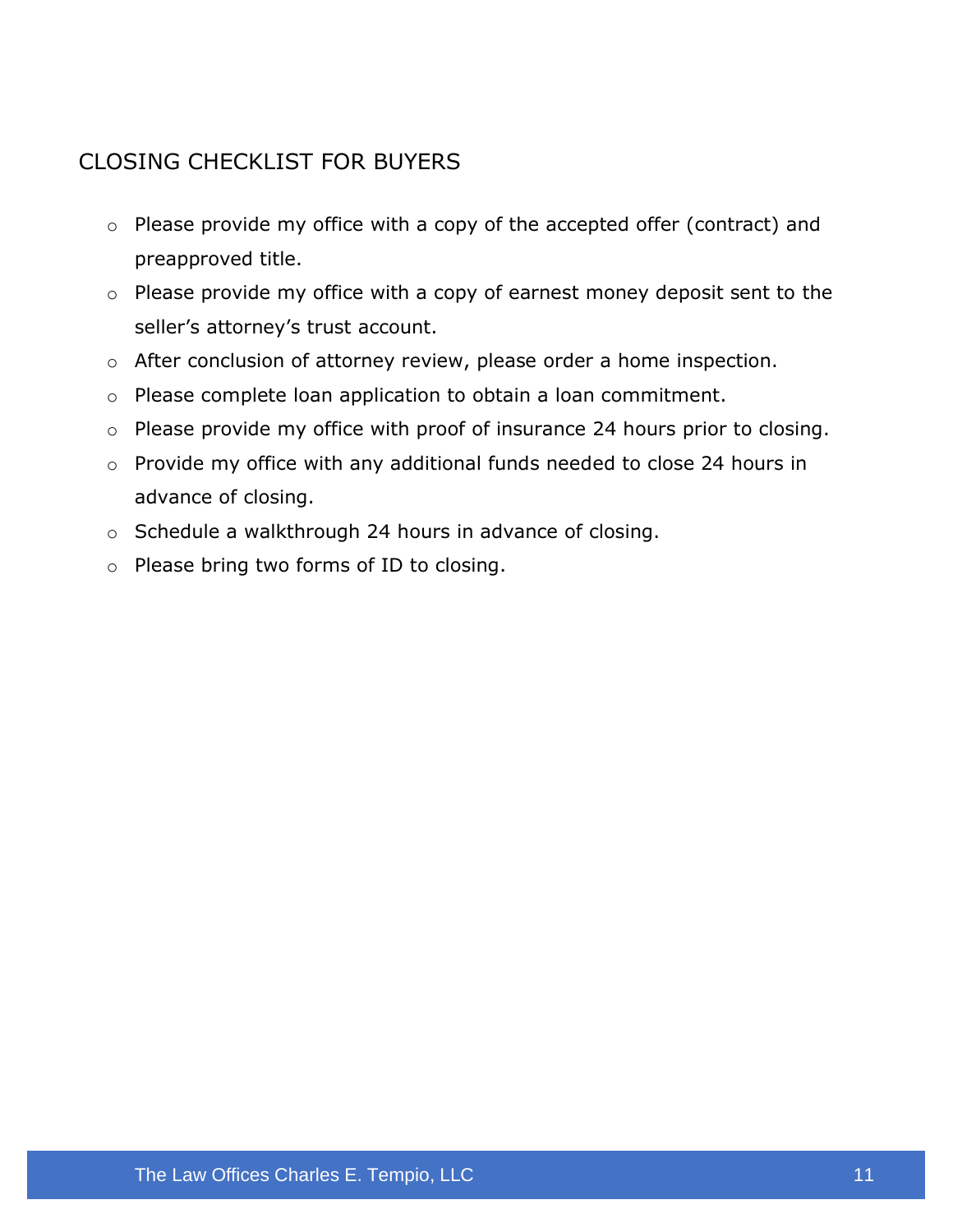## CLOSING CHECKLIST FOR BUYERS

- Please provide my office with a copy of the accepted offer (contract) and preapproved title.
- Please provide my office with a copy of earnest money deposit sent to the seller's attorney's trust account.
- After conclusion of attorney review, please order a home inspection.
- Please complete loan application to obtain a loan commitment.
- Please provide my office with proof of insurance 24 hours prior to closing.
- Provide my office with any additional funds needed to close 24 hours in advance of closing.
- Schedule a walkthrough 24 hours in advance of closing.
- Please bring two forms of ID to closing.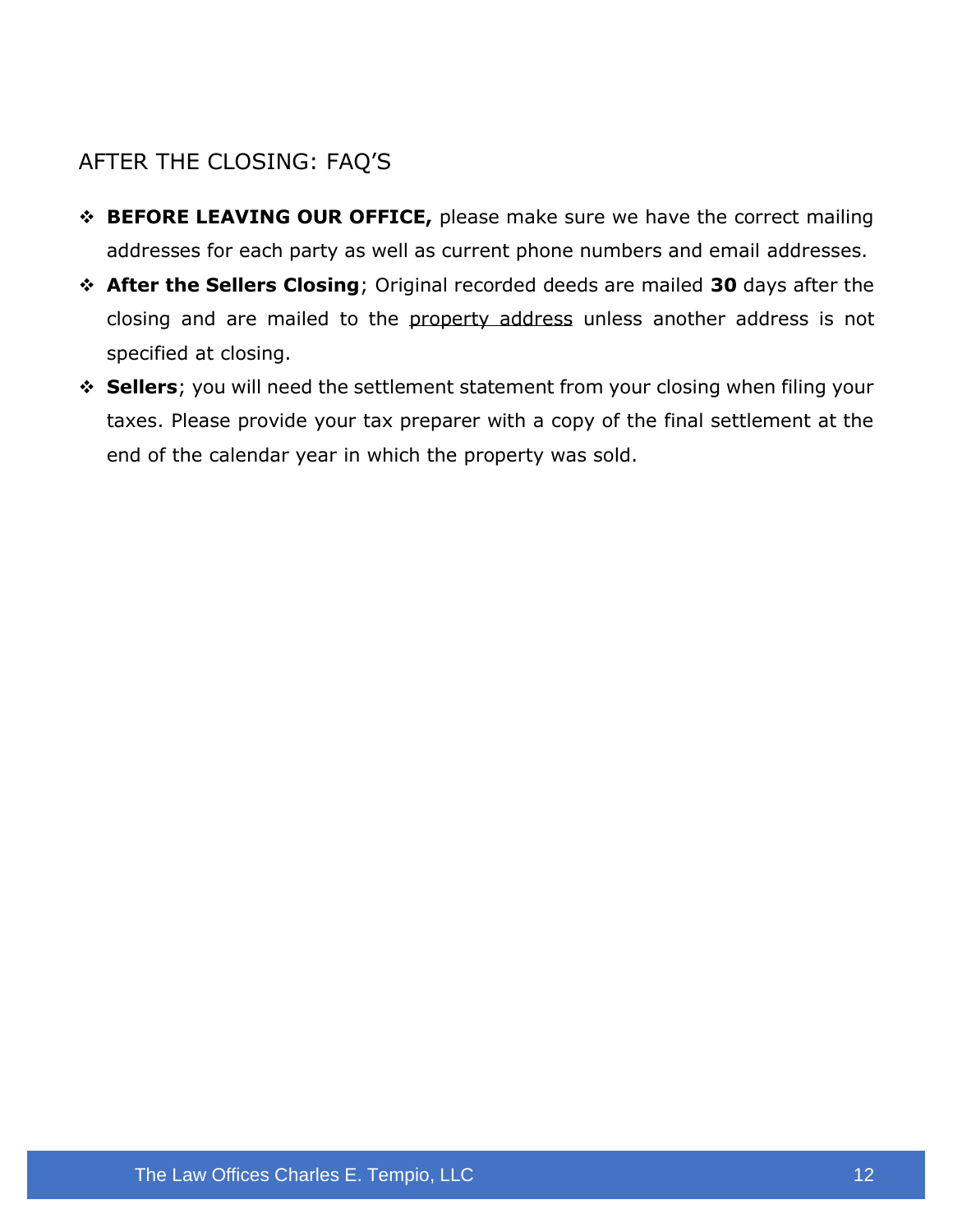## AFTER THE CLOSING: FAQ'S

- **BEFORE LEAVING OUR OFFICE,** please make sure we have the correct mailing addresses for each party as well as current phone numbers and email addresses.
- **After the Sellers Closing**; Original recorded deeds are mailed **30** days after the closing and are mailed to the <u>property address</u> unless another address is not specified at closing.
- **Sellers**; you will need the settlement statement from your closing when filing your taxes. Please provide your tax preparer with a copy of the final settlement at the end of the calendar year in which the property was sold.